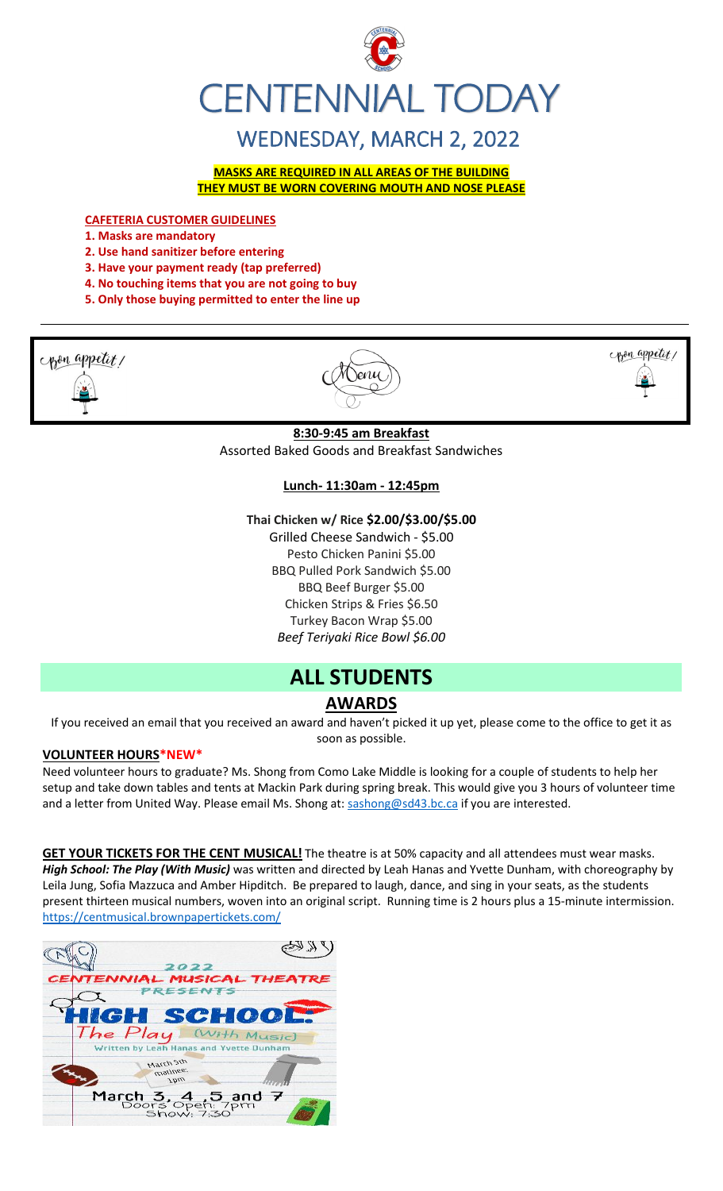# CENTENNIAL TODAY

## WEDNESDAY, MARCH 2, 2022

**MASKS ARE REQUIRED IN ALL AREAS OF THE BUILDING**
**THEY MUST BE WORN COVERING MOUTH AND NOSE PLEASE**

**CAFETERIA CUSTOMER GUIDELINES**

1. **Masks are mandatory**
2. **Use hand sanitizer before entering**
3. **Have your payment ready (tap preferred)**
4. **No touching items that you are not going to buy**
5. **Only those buying permitted to enter the line up**

Bon appetit! Menu Bon appetit!

**8:30-9:45 am Breakfast**
Assorted Baked Goods and Breakfast Sandwiches

**Lunch- 11:30am - 12:45pm**

**Thai Chicken w/ Rice $2.00/$3.00/$5.00**
Grilled Cheese Sandwich - $5.00
Pesto Chicken Panini $5.00
BBQ Pulled Pork Sandwich $5.00
BBQ Beef Burger $5.00
Chicken Strips & Fries $6.50
Turkey Bacon Wrap $5.00
*Beef Teriyaki Rice Bowl $6.00*

# ALL STUDENTS

## AWARDS

If you received an email that you received an award and haven't picked it up yet, please come to the office to get it as soon as possible.

**VOLUNTEER HOURS*NEW***

Need volunteer hours to graduate? Ms. Shong from Como Lake Middle is looking for a couple of students to help her setup and take down tables and tents at Mackin Park during spring break. This would give you 3 hours of volunteer time and a letter from United Way. Please email Ms. Shong at: sashong@sd43.bc.ca if you are interested.

**GET YOUR TICKETS FOR THE CENT MUSICAL!** The theatre is at 50% capacity and all attendees must wear masks. ***High School: The Play (With Music)*** was written and directed by Leah Hanas and Yvette Dunham, with choreography by Leila Jung, Sofia Mazzuca and Amber Hipditch. Be prepared to laugh, dance, and sing in your seats, as the students present thirteen musical numbers, woven into an original script. Running time is 2 hours plus a 15-minute intermission. https://centmusical.brownpapertickets.com/

2022
CENTENNIAL MUSICAL THEATRE
PRESENTS
HIGH SCHOOL:
The Play (With Music)
Written by Leah Hanas and Yvette Dunham
March 5th matinee: 1pm
March 3, 4, 5 and 7
Doors Open: 7pm
Show: 7:30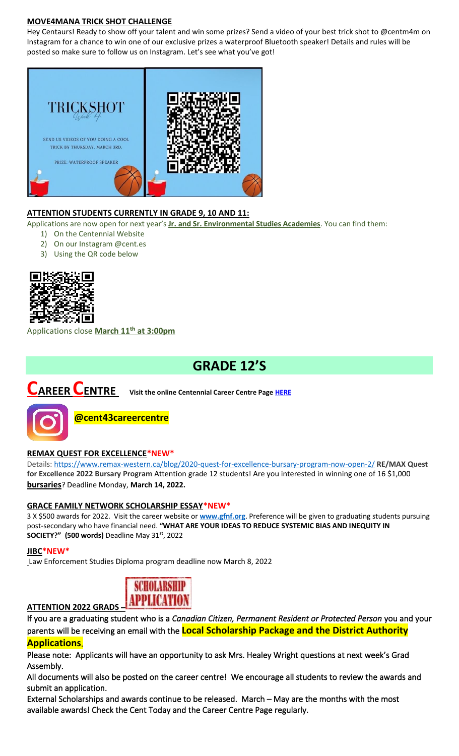**MOVE4MANA TRICK SHOT CHALLENGE**

Hey Centaurs! Ready to show off your talent and win some prizes? Send a video of your best trick shot to @centm4m on Instagram for a chance to win one of our exclusive prizes a waterproof Bluetooth speaker! Details and rules will be posted so make sure to follow us on Instagram. Let's see what you've got!

TRICKSHOT

Week 4

SEND US VIDEOS OF YOU DOING A COOL TRICK BY THURSDAY, MARCH 3RD.

PRIZE: WATERPROOF SPEAKER

**ATTENTION STUDENTS CURRENTLY IN GRADE 9, 10 AND 11:**

Applications are now open for next year's **Jr. and Sr. Environmental Studies Academies**. You can find them:

1) On the Centennial Website
2) On our Instagram @cent.es
3) Using the QR code below

Applications close **March 11th at 3:00pm**

# GRADE 12'S

## CAREER CENTRE

**Visit the online Centennial Career Centre Page HERE**

**@cent43careercentre**

**REMAX QUEST FOR EXCELLENCE*NEW***

Details: https://www.remax-western.ca/blog/2020-quest-for-excellence-bursary-program-now-open-2/ **RE/MAX Quest for Excellence 2022 Bursary Program** Attention grade 12 students! Are you interested in winning one of 16 $1,000 **bursaries**? Deadline Monday, **March 14, 2022.**

**GRACE FAMILY NETWORK SCHOLARSHIP ESSAY*NEW***

3 X $500 awards for 2022. Visit the career website or **www.gfnf.org**. Preference will be given to graduating students pursuing post-secondary who have financial need. **"WHAT ARE YOUR IDEAS TO REDUCE SYSTEMIC BIAS AND INEQUITY IN SOCIETY?" (500 words)** Deadline May 31st, 2022

**JIBC*NEW***

Law Enforcement Studies Diploma program deadline now March 8, 2022

**ATTENTION 2022 GRADS** – SCHOLARSHIP APPLICATION

If you are a graduating student who is a *Canadian Citizen, Permanent Resident or Protected Person* you and your parents will be receiving an email with the **Local Scholarship Package and the District Authority Applications**.

Please note: Applicants will have an opportunity to ask Mrs. Healey Wright questions at next week's Grad Assembly.

All documents will also be posted on the career centre! We encourage all students to review the awards and submit an application.

External Scholarships and awards continue to be released. March – May are the months with the most available awards! Check the Cent Today and the Career Centre Page regularly.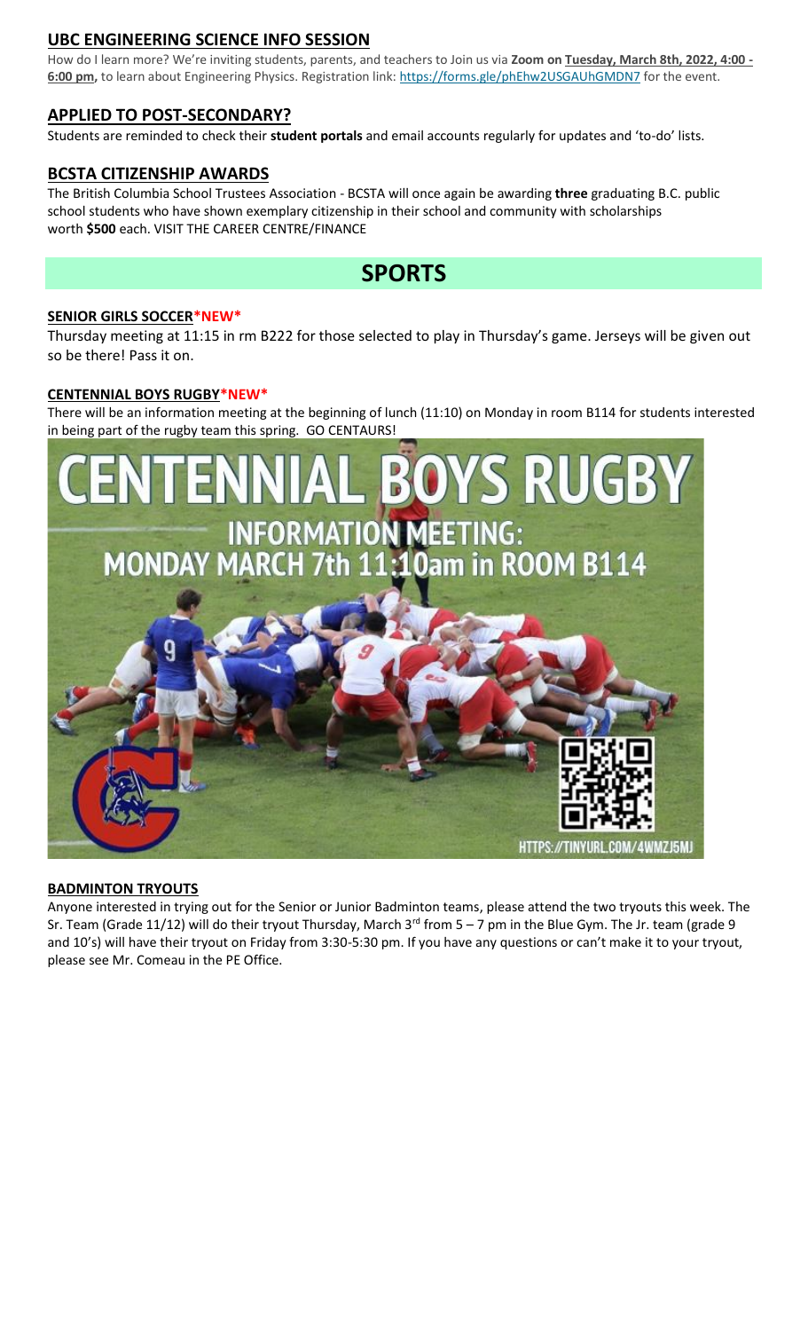## UBC ENGINEERING SCIENCE INFO SESSION

How do I learn more? We're inviting students, parents, and teachers to Join us via **Zoom on Tuesday, March 8th, 2022, 4:00 - 6:00 pm,** to learn about Engineering Physics. Registration link: https://forms.gle/phEhw2USGAUhGMDN7 for the event.

## APPLIED TO POST-SECONDARY?

Students are reminded to check their **student portals** and email accounts regularly for updates and 'to-do' lists.

## BCSTA CITIZENSHIP AWARDS

The British Columbia School Trustees Association - BCSTA will once again be awarding **three** graduating B.C. public school students who have shown exemplary citizenship in their school and community with scholarships worth **$500** each. VISIT THE CAREER CENTRE/FINANCE

# SPORTS

### SENIOR GIRLS SOCCER*NEW*

Thursday meeting at 11:15 in rm B222 for those selected to play in Thursday's game. Jerseys will be given out so be there! Pass it on.

### CENTENNIAL BOYS RUGBY*NEW*

There will be an information meeting at the beginning of lunch (11:10) on Monday in room B114 for students interested in being part of the rugby team this spring. GO CENTAURS!

CENTENNIAL BOYS RUGBY

INFORMATION MEETING:
MONDAY MARCH 7th 11:10am in ROOM B114

HTTPS://TINYURL.COM/4WMZJ5MJ

### BADMINTON TRYOUTS

Anyone interested in trying out for the Senior or Junior Badminton teams, please attend the two tryouts this week. The Sr. Team (Grade 11/12) will do their tryout Thursday, March 3rd from 5 – 7 pm in the Blue Gym. The Jr. team (grade 9 and 10's) will have their tryout on Friday from 3:30-5:30 pm. If you have any questions or can't make it to your tryout, please see Mr. Comeau in the PE Office.